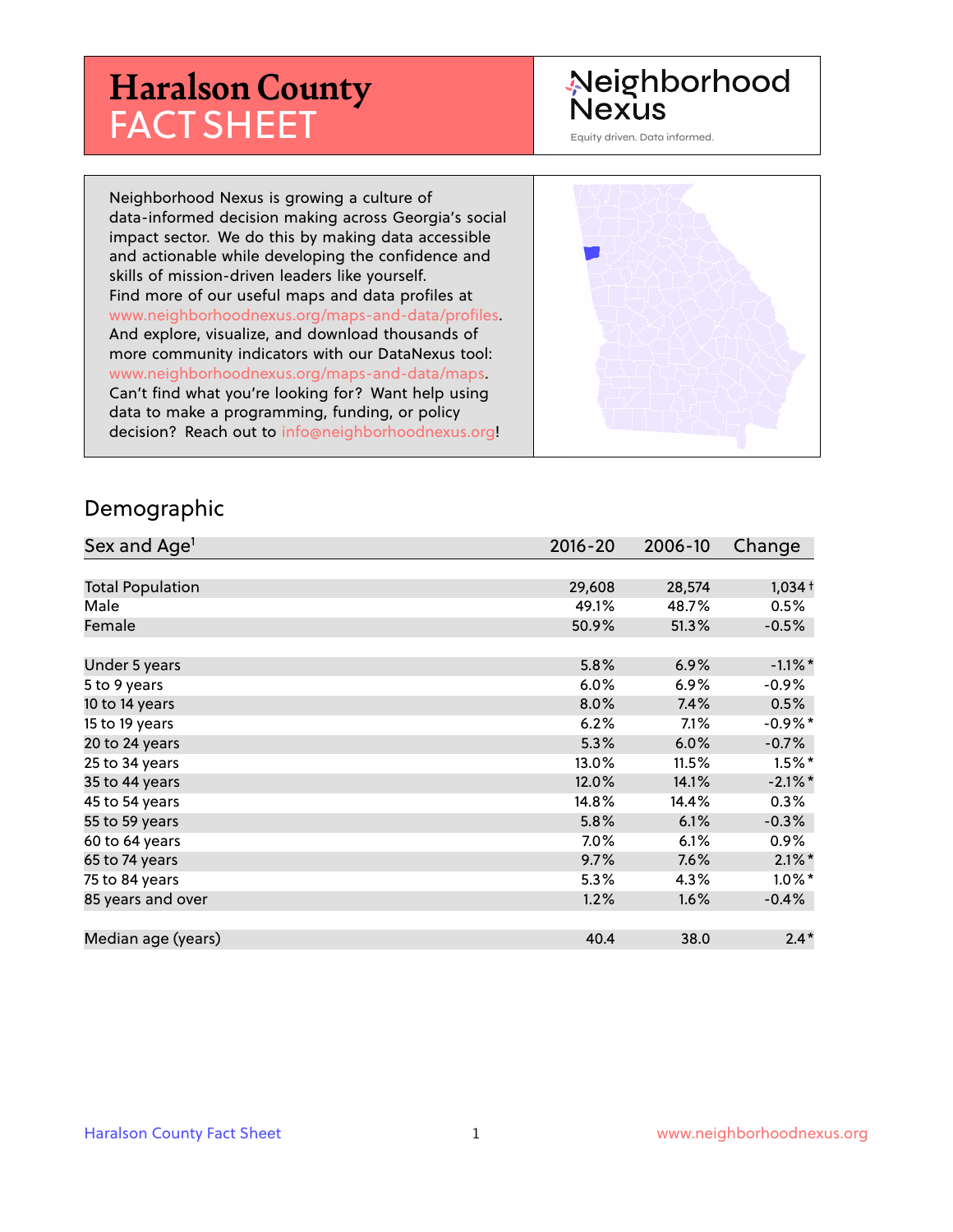# Haralson County FACT SHEET

Neighborhood Nexus

Equity driven. Data informed.

Neighborhood Nexus is growing a culture of data-informed decision making across Georgia's social impact sector. We do this by making data accessible and actionable while developing the confidence and skills of mission-driven leaders like yourself. Find more of our useful maps and data profiles at www.neighborhoodnexus.org/maps-and-data/profiles. And explore, visualize, and download thousands of more community indicators with our DataNexus tool: www.neighborhoodnexus.org/maps-and-data/maps. Can't find what you're looking for? Want help using data to make a programming, funding, or policy decision? Reach out to info@neighborhoodnexus.org!

## Demographic

| Sex and Age[1] | 2016-20 | 2006-10 | Change |
|---|---|---|---|
| Total Population | 29,608 | 28,574 | 1,034 † |
| Male | 49.1% | 48.7% | 0.5% |
| Female | 50.9% | 51.3% | -0.5% |
| Under 5 years | 5.8% | 6.9% | -1.1% * |
| 5 to 9 years | 6.0% | 6.9% | -0.9% |
| 10 to 14 years | 8.0% | 7.4% | 0.5% |
| 15 to 19 years | 6.2% | 7.1% | -0.9% * |
| 20 to 24 years | 5.3% | 6.0% | -0.7% |
| 25 to 34 years | 13.0% | 11.5% | 1.5% * |
| 35 to 44 years | 12.0% | 14.1% | -2.1% * |
| 45 to 54 years | 14.8% | 14.4% | 0.3% |
| 55 to 59 years | 5.8% | 6.1% | -0.3% |
| 60 to 64 years | 7.0% | 6.1% | 0.9% |
| 65 to 74 years | 9.7% | 7.6% | 2.1% * |
| 75 to 84 years | 5.3% | 4.3% | 1.0% * |
| 85 years and over | 1.2% | 1.6% | -0.4% |
| Median age (years) | 40.4 | 38.0 | 2.4 * |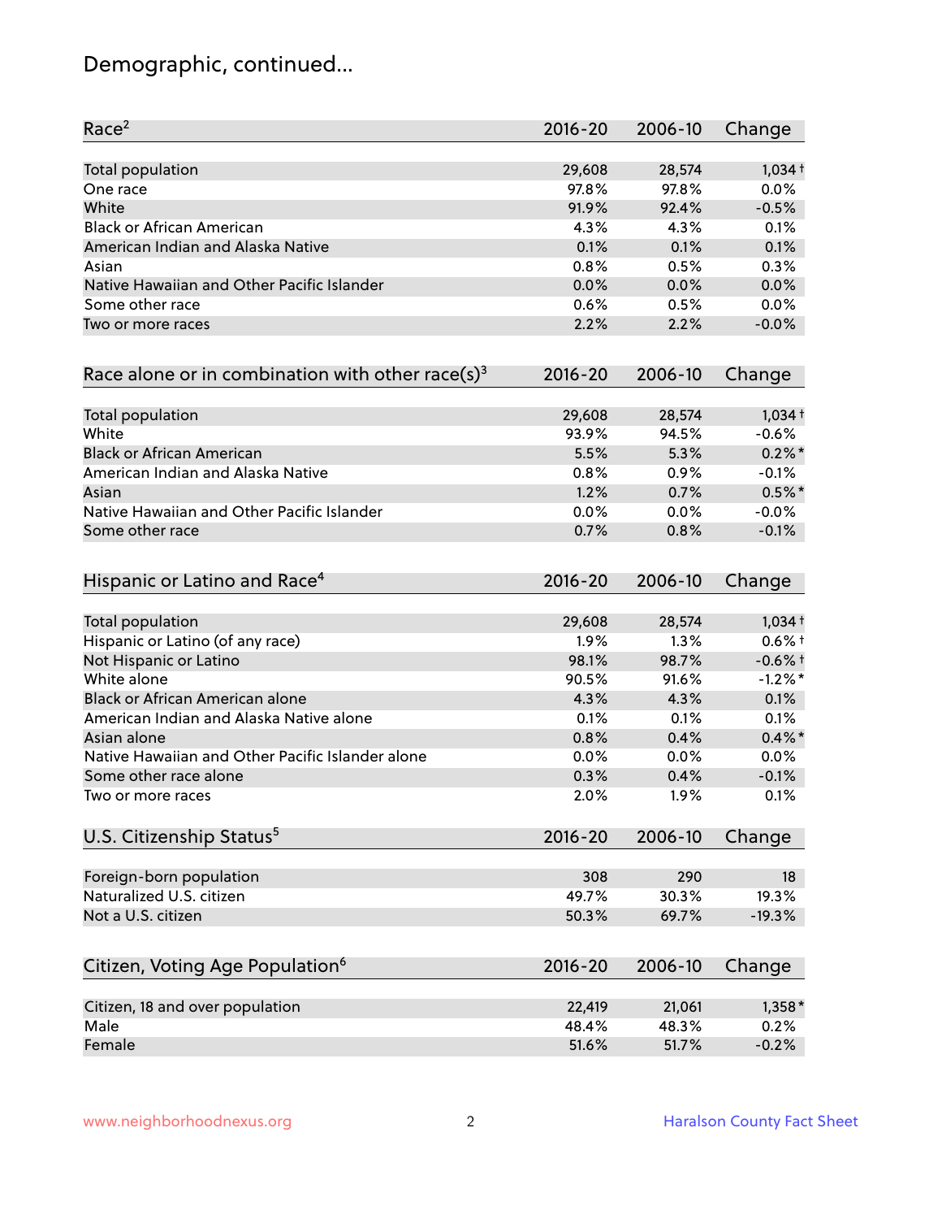# Demographic, continued...

| Race[2] | 2016-20 | 2006-10 | Change |
|---|---|---|---|
| Total population | 29,608 | 28,574 | 1,034 † |
| One race | 97.8% | 97.8% | 0.0% |
| White | 91.9% | 92.4% | -0.5% |
| Black or African American | 4.3% | 4.3% | 0.1% |
| American Indian and Alaska Native | 0.1% | 0.1% | 0.1% |
| Asian | 0.8% | 0.5% | 0.3% |
| Native Hawaiian and Other Pacific Islander | 0.0% | 0.0% | 0.0% |
| Some other race | 0.6% | 0.5% | 0.0% |
| Two or more races | 2.2% | 2.2% | -0.0% |

| Race alone or in combination with other race(s)[3] | 2016-20 | 2006-10 | Change |
|---|---|---|---|
| Total population | 29,608 | 28,574 | 1,034 † |
| White | 93.9% | 94.5% | -0.6% |
| Black or African American | 5.5% | 5.3% | 0.2% * |
| American Indian and Alaska Native | 0.8% | 0.9% | -0.1% |
| Asian | 1.2% | 0.7% | 0.5% * |
| Native Hawaiian and Other Pacific Islander | 0.0% | 0.0% | -0.0% |
| Some other race | 0.7% | 0.8% | -0.1% |

| Hispanic or Latino and Race[4] | 2016-20 | 2006-10 | Change |
|---|---|---|---|
| Total population | 29,608 | 28,574 | 1,034 † |
| Hispanic or Latino (of any race) | 1.9% | 1.3% | 0.6% † |
| Not Hispanic or Latino | 98.1% | 98.7% | -0.6% † |
| White alone | 90.5% | 91.6% | -1.2% * |
| Black or African American alone | 4.3% | 4.3% | 0.1% |
| American Indian and Alaska Native alone | 0.1% | 0.1% | 0.1% |
| Asian alone | 0.8% | 0.4% | 0.4% * |
| Native Hawaiian and Other Pacific Islander alone | 0.0% | 0.0% | 0.0% |
| Some other race alone | 0.3% | 0.4% | -0.1% |
| Two or more races | 2.0% | 1.9% | 0.1% |

| U.S. Citizenship Status[5] | 2016-20 | 2006-10 | Change |
|---|---|---|---|
| Foreign-born population | 308 | 290 | 18 |
| Naturalized U.S. citizen | 49.7% | 30.3% | 19.3% |
| Not a U.S. citizen | 50.3% | 69.7% | -19.3% |

| Citizen, Voting Age Population[6] | 2016-20 | 2006-10 | Change |
|---|---|---|---|
| Citizen, 18 and over population | 22,419 | 21,061 | 1,358 * |
| Male | 48.4% | 48.3% | 0.2% |
| Female | 51.6% | 51.7% | -0.2% |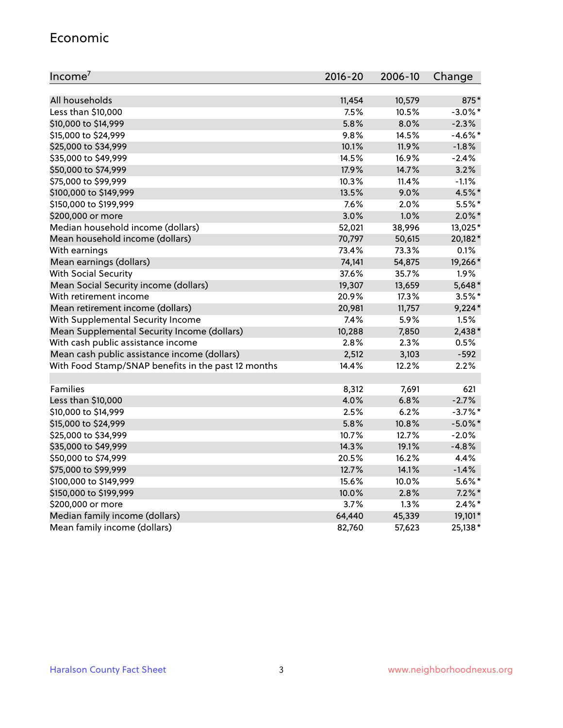## Economic

| Income[7] | 2016-20 | 2006-10 | Change |
|---|---|---|---|
| All households | 11,454 | 10,579 | 875* |
| Less than $10,000 | 7.5% | 10.5% | -3.0%* |
| $10,000 to $14,999 | 5.8% | 8.0% | -2.3% |
| $15,000 to $24,999 | 9.8% | 14.5% | -4.6%* |
| $25,000 to $34,999 | 10.1% | 11.9% | -1.8% |
| $35,000 to $49,999 | 14.5% | 16.9% | -2.4% |
| $50,000 to $74,999 | 17.9% | 14.7% | 3.2% |
| $75,000 to $99,999 | 10.3% | 11.4% | -1.1% |
| $100,000 to $149,999 | 13.5% | 9.0% | 4.5%* |
| $150,000 to $199,999 | 7.6% | 2.0% | 5.5%* |
| $200,000 or more | 3.0% | 1.0% | 2.0%* |
| Median household income (dollars) | 52,021 | 38,996 | 13,025* |
| Mean household income (dollars) | 70,797 | 50,615 | 20,182* |
| With earnings | 73.4% | 73.3% | 0.1% |
| Mean earnings (dollars) | 74,141 | 54,875 | 19,266* |
| With Social Security | 37.6% | 35.7% | 1.9% |
| Mean Social Security income (dollars) | 19,307 | 13,659 | 5,648* |
| With retirement income | 20.9% | 17.3% | 3.5%* |
| Mean retirement income (dollars) | 20,981 | 11,757 | 9,224* |
| With Supplemental Security Income | 7.4% | 5.9% | 1.5% |
| Mean Supplemental Security Income (dollars) | 10,288 | 7,850 | 2,438* |
| With cash public assistance income | 2.8% | 2.3% | 0.5% |
| Mean cash public assistance income (dollars) | 2,512 | 3,103 | -592 |
| With Food Stamp/SNAP benefits in the past 12 months | 14.4% | 12.2% | 2.2% |
| | | | |
| Families | 8,312 | 7,691 | 621 |
| Less than $10,000 | 4.0% | 6.8% | -2.7% |
| $10,000 to $14,999 | 2.5% | 6.2% | -3.7%* |
| $15,000 to $24,999 | 5.8% | 10.8% | -5.0%* |
| $25,000 to $34,999 | 10.7% | 12.7% | -2.0% |
| $35,000 to $49,999 | 14.3% | 19.1% | -4.8% |
| $50,000 to $74,999 | 20.5% | 16.2% | 4.4% |
| $75,000 to $99,999 | 12.7% | 14.1% | -1.4% |
| $100,000 to $149,999 | 15.6% | 10.0% | 5.6%* |
| $150,000 to $199,999 | 10.0% | 2.8% | 7.2%* |
| $200,000 or more | 3.7% | 1.3% | 2.4%* |
| Median family income (dollars) | 64,440 | 45,339 | 19,101* |
| Mean family income (dollars) | 82,760 | 57,623 | 25,138* |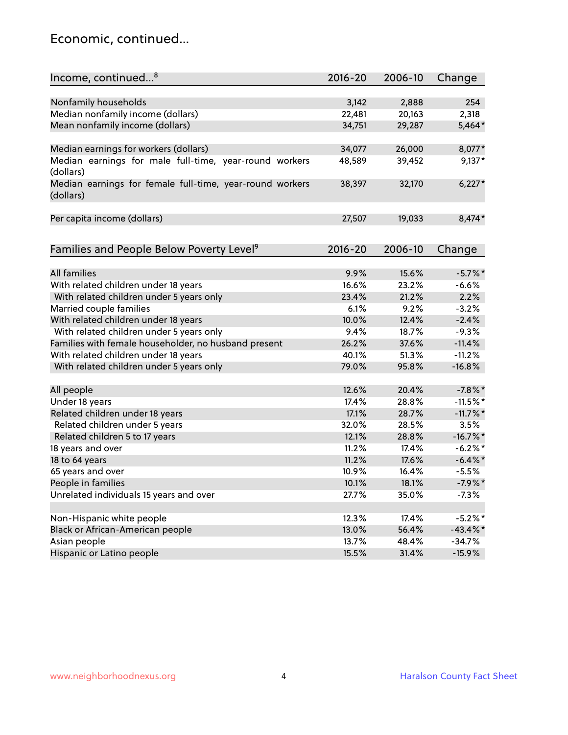## Economic, continued...

| Income, continued...[8] | 2016-20 | 2006-10 | Change |
|---|---|---|---|
| Nonfamily households | 3,142 | 2,888 | 254 |
| Median nonfamily income (dollars) | 22,481 | 20,163 | 2,318 |
| Mean nonfamily income (dollars) | 34,751 | 29,287 | 5,464* |
| Median earnings for workers (dollars) | 34,077 | 26,000 | 8,077* |
| Median earnings for male full-time, year-round workers (dollars) | 48,589 | 39,452 | 9,137* |
| Median earnings for female full-time, year-round workers (dollars) | 38,397 | 32,170 | 6,227* |
| Per capita income (dollars) | 27,507 | 19,033 | 8,474* |

| Families and People Below Poverty Level[9] | 2016-20 | 2006-10 | Change |
|---|---|---|---|
| All families | 9.9% | 15.6% | -5.7%* |
| With related children under 18 years | 16.6% | 23.2% | -6.6% |
| With related children under 5 years only | 23.4% | 21.2% | 2.2% |
| Married couple families | 6.1% | 9.2% | -3.2% |
| With related children under 18 years | 10.0% | 12.4% | -2.4% |
| With related children under 5 years only | 9.4% | 18.7% | -9.3% |
| Families with female householder, no husband present | 26.2% | 37.6% | -11.4% |
| With related children under 18 years | 40.1% | 51.3% | -11.2% |
| With related children under 5 years only | 79.0% | 95.8% | -16.8% |
| All people | 12.6% | 20.4% | -7.8%* |
| Under 18 years | 17.4% | 28.8% | -11.5%* |
| Related children under 18 years | 17.1% | 28.7% | -11.7%* |
| Related children under 5 years | 32.0% | 28.5% | 3.5% |
| Related children 5 to 17 years | 12.1% | 28.8% | -16.7%* |
| 18 years and over | 11.2% | 17.4% | -6.2%* |
| 18 to 64 years | 11.2% | 17.6% | -6.4%* |
| 65 years and over | 10.9% | 16.4% | -5.5% |
| People in families | 10.1% | 18.1% | -7.9%* |
| Unrelated individuals 15 years and over | 27.7% | 35.0% | -7.3% |
| Non-Hispanic white people | 12.3% | 17.4% | -5.2%* |
| Black or African-American people | 13.0% | 56.4% | -43.4%* |
| Asian people | 13.7% | 48.4% | -34.7% |
| Hispanic or Latino people | 15.5% | 31.4% | -15.9% |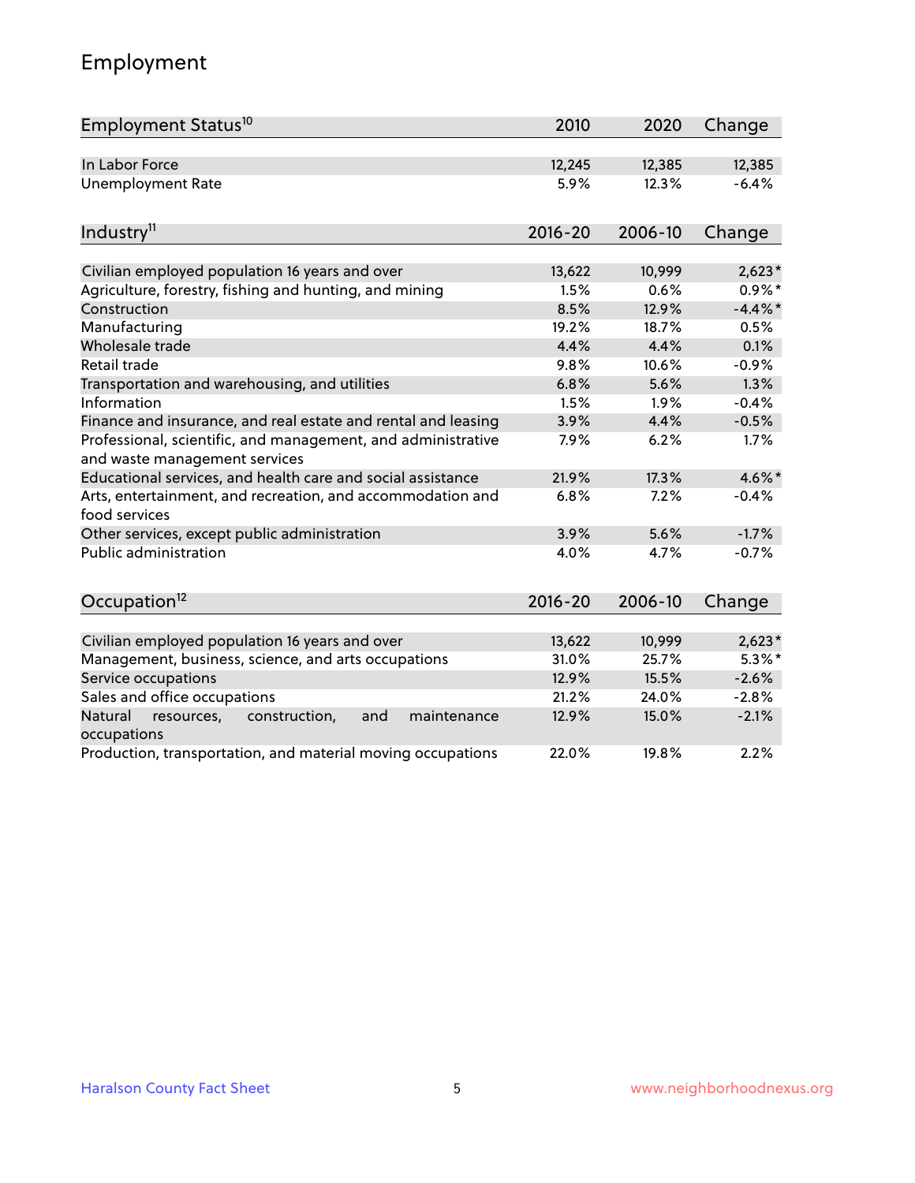# Employment

| Employment Status[10] | 2010 | 2020 | Change |
|---|---|---|---|
| In Labor Force | 12,245 | 12,385 | 12,385 |
| Unemployment Rate | 5.9% | 12.3% | -6.4% |

| Industry[11] | 2016-20 | 2006-10 | Change |
|---|---|---|---|
| Civilian employed population 16 years and over | 13,622 | 10,999 | 2,623* |
| Agriculture, forestry, fishing and hunting, and mining | 1.5% | 0.6% | 0.9%* |
| Construction | 8.5% | 12.9% | -4.4%* |
| Manufacturing | 19.2% | 18.7% | 0.5% |
| Wholesale trade | 4.4% | 4.4% | 0.1% |
| Retail trade | 9.8% | 10.6% | -0.9% |
| Transportation and warehousing, and utilities | 6.8% | 5.6% | 1.3% |
| Information | 1.5% | 1.9% | -0.4% |
| Finance and insurance, and real estate and rental and leasing | 3.9% | 4.4% | -0.5% |
| Professional, scientific, and management, and administrative and waste management services | 7.9% | 6.2% | 1.7% |
| Educational services, and health care and social assistance | 21.9% | 17.3% | 4.6%* |
| Arts, entertainment, and recreation, and accommodation and food services | 6.8% | 7.2% | -0.4% |
| Other services, except public administration | 3.9% | 5.6% | -1.7% |
| Public administration | 4.0% | 4.7% | -0.7% |

| Occupation[12] | 2016-20 | 2006-10 | Change |
|---|---|---|---|
| Civilian employed population 16 years and over | 13,622 | 10,999 | 2,623* |
| Management, business, science, and arts occupations | 31.0% | 25.7% | 5.3%* |
| Service occupations | 12.9% | 15.5% | -2.6% |
| Sales and office occupations | 21.2% | 24.0% | -2.8% |
| Natural resources, construction, and maintenance occupations | 12.9% | 15.0% | -2.1% |
| Production, transportation, and material moving occupations | 22.0% | 19.8% | 2.2% |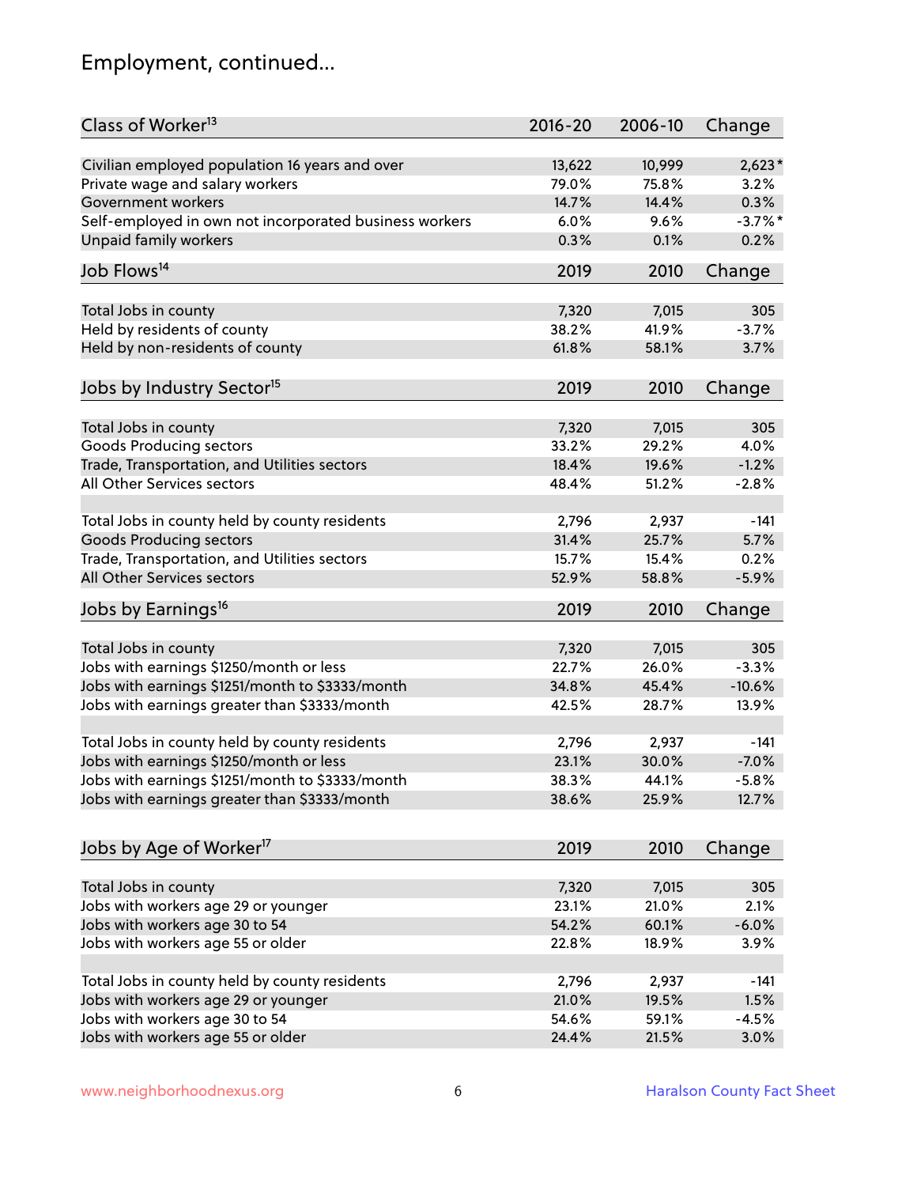# Employment, continued...

| Class of Worker[13] | 2016-20 | 2006-10 | Change |
|---|---|---|---|
| Civilian employed population 16 years and over | 13,622 | 10,999 | 2,623* |
| Private wage and salary workers | 79.0% | 75.8% | 3.2% |
| Government workers | 14.7% | 14.4% | 0.3% |
| Self-employed in own not incorporated business workers | 6.0% | 9.6% | -3.7%* |
| Unpaid family workers | 0.3% | 0.1% | 0.2% |

| Job Flows[14] | 2019 | 2010 | Change |
|---|---|---|---|
| Total Jobs in county | 7,320 | 7,015 | 305 |
| Held by residents of county | 38.2% | 41.9% | -3.7% |
| Held by non-residents of county | 61.8% | 58.1% | 3.7% |

| Jobs by Industry Sector[15] | 2019 | 2010 | Change |
|---|---|---|---|
| Total Jobs in county | 7,320 | 7,015 | 305 |
| Goods Producing sectors | 33.2% | 29.2% | 4.0% |
| Trade, Transportation, and Utilities sectors | 18.4% | 19.6% | -1.2% |
| All Other Services sectors | 48.4% | 51.2% | -2.8% |
| | | | |
| Total Jobs in county held by county residents | 2,796 | 2,937 | -141 |
| Goods Producing sectors | 31.4% | 25.7% | 5.7% |
| Trade, Transportation, and Utilities sectors | 15.7% | 15.4% | 0.2% |
| All Other Services sectors | 52.9% | 58.8% | -5.9% |

| Jobs by Earnings[16] | 2019 | 2010 | Change |
|---|---|---|---|
| Total Jobs in county | 7,320 | 7,015 | 305 |
| Jobs with earnings $1250/month or less | 22.7% | 26.0% | -3.3% |
| Jobs with earnings $1251/month to $3333/month | 34.8% | 45.4% | -10.6% |
| Jobs with earnings greater than $3333/month | 42.5% | 28.7% | 13.9% |
| | | | |
| Total Jobs in county held by county residents | 2,796 | 2,937 | -141 |
| Jobs with earnings $1250/month or less | 23.1% | 30.0% | -7.0% |
| Jobs with earnings $1251/month to $3333/month | 38.3% | 44.1% | -5.8% |
| Jobs with earnings greater than $3333/month | 38.6% | 25.9% | 12.7% |

| Jobs by Age of Worker[17] | 2019 | 2010 | Change |
|---|---|---|---|
| Total Jobs in county | 7,320 | 7,015 | 305 |
| Jobs with workers age 29 or younger | 23.1% | 21.0% | 2.1% |
| Jobs with workers age 30 to 54 | 54.2% | 60.1% | -6.0% |
| Jobs with workers age 55 or older | 22.8% | 18.9% | 3.9% |
| | | | |
| Total Jobs in county held by county residents | 2,796 | 2,937 | -141 |
| Jobs with workers age 29 or younger | 21.0% | 19.5% | 1.5% |
| Jobs with workers age 30 to 54 | 54.6% | 59.1% | -4.5% |
| Jobs with workers age 55 or older | 24.4% | 21.5% | 3.0% |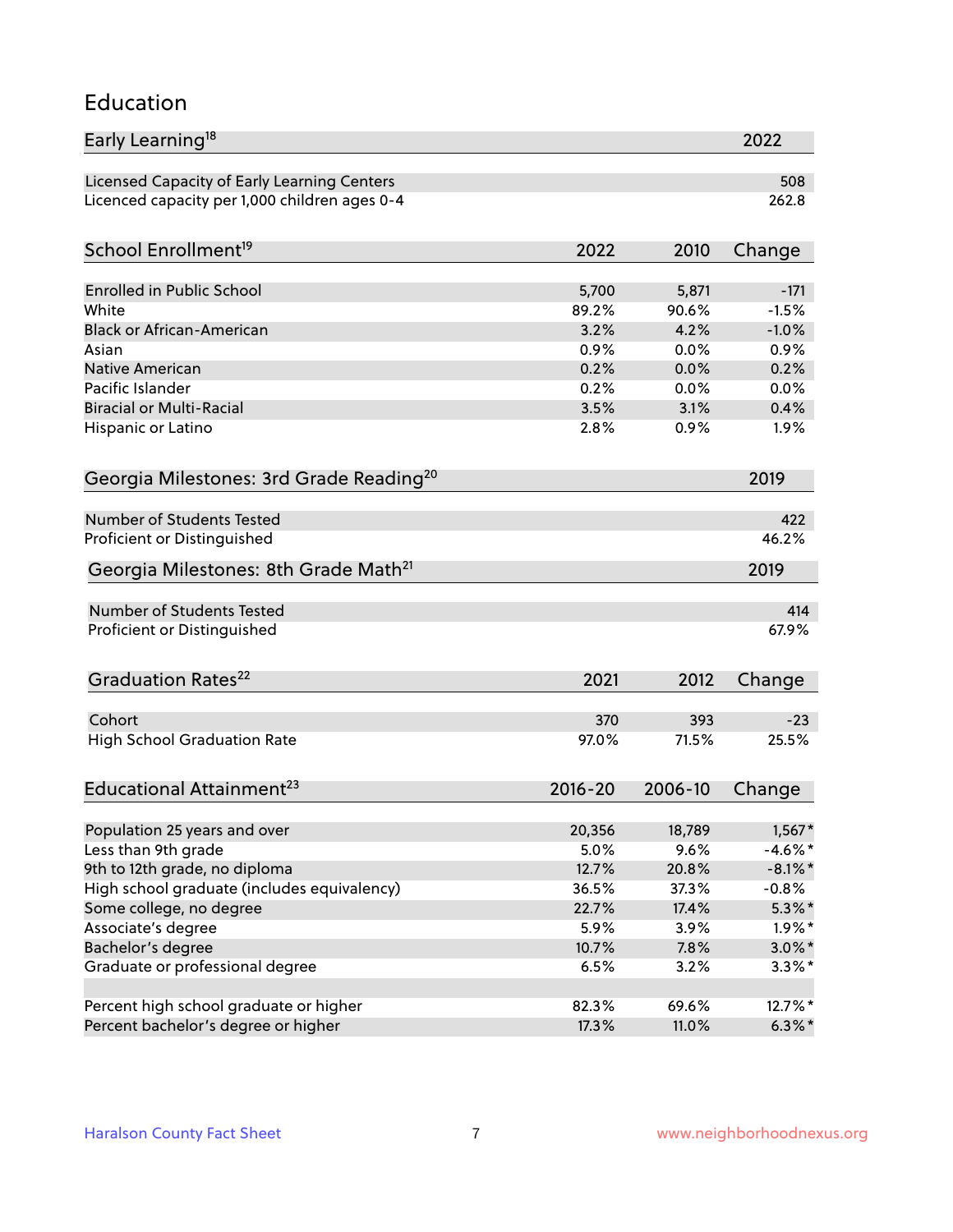## Education

| Early Learning[18] | 2022 |
|---|---|
| Licensed Capacity of Early Learning Centers | 508 |
| Licenced capacity per 1,000 children ages 0-4 | 262.8 |

| School Enrollment[19] | 2022 | 2010 | Change |
|---|---|---|---|
| Enrolled in Public School | 5,700 | 5,871 | -171 |
| White | 89.2% | 90.6% | -1.5% |
| Black or African-American | 3.2% | 4.2% | -1.0% |
| Asian | 0.9% | 0.0% | 0.9% |
| Native American | 0.2% | 0.0% | 0.2% |
| Pacific Islander | 0.2% | 0.0% | 0.0% |
| Biracial or Multi-Racial | 3.5% | 3.1% | 0.4% |
| Hispanic or Latino | 2.8% | 0.9% | 1.9% |

| Georgia Milestones: 3rd Grade Reading[20] | 2019 |
|---|---|
| Number of Students Tested | 422 |
| Proficient or Distinguished | 46.2% |

| Georgia Milestones: 8th Grade Math[21] | 2019 |
|---|---|
| Number of Students Tested | 414 |
| Proficient or Distinguished | 67.9% |

| Graduation Rates[22] | 2021 | 2012 | Change |
|---|---|---|---|
| Cohort | 370 | 393 | -23 |
| High School Graduation Rate | 97.0% | 71.5% | 25.5% |

| Educational Attainment[23] | 2016-20 | 2006-10 | Change |
|---|---|---|---|
| Population 25 years and over | 20,356 | 18,789 | 1,567* |
| Less than 9th grade | 5.0% | 9.6% | -4.6%* |
| 9th to 12th grade, no diploma | 12.7% | 20.8% | -8.1%* |
| High school graduate (includes equivalency) | 36.5% | 37.3% | -0.8% |
| Some college, no degree | 22.7% | 17.4% | 5.3%* |
| Associate's degree | 5.9% | 3.9% | 1.9%* |
| Bachelor's degree | 10.7% | 7.8% | 3.0%* |
| Graduate or professional degree | 6.5% | 3.2% | 3.3%* |
| | | | |
| Percent high school graduate or higher | 82.3% | 69.6% | 12.7%* |
| Percent bachelor's degree or higher | 17.3% | 11.0% | 6.3%* |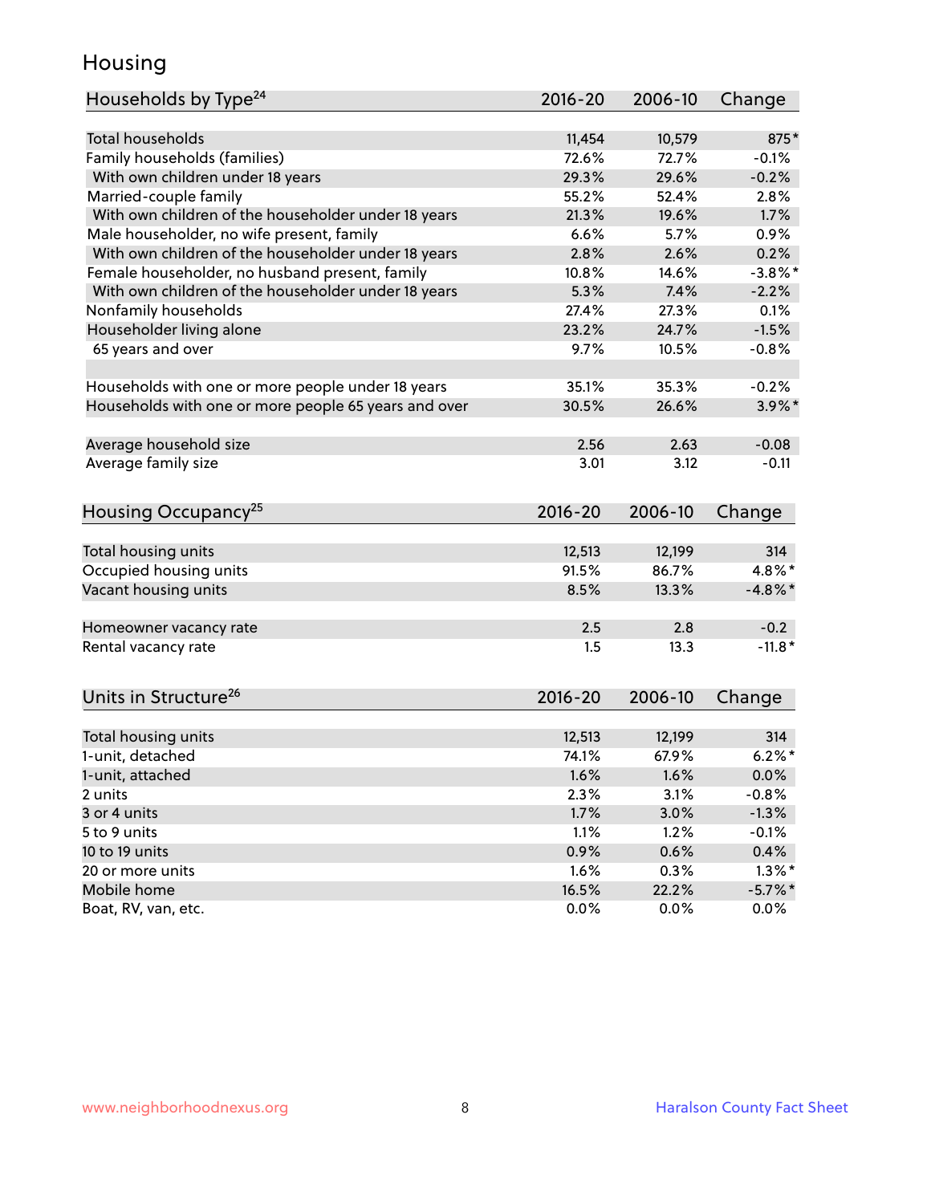# Housing

| Households by Type[24] | 2016-20 | 2006-10 | Change |
|---|---|---|---|
| Total households | 11,454 | 10,579 | 875* |
| Family households (families) | 72.6% | 72.7% | -0.1% |
| With own children under 18 years | 29.3% | 29.6% | -0.2% |
| Married-couple family | 55.2% | 52.4% | 2.8% |
| With own children of the householder under 18 years | 21.3% | 19.6% | 1.7% |
| Male householder, no wife present, family | 6.6% | 5.7% | 0.9% |
| With own children of the householder under 18 years | 2.8% | 2.6% | 0.2% |
| Female householder, no husband present, family | 10.8% | 14.6% | -3.8%* |
| With own children of the householder under 18 years | 5.3% | 7.4% | -2.2% |
| Nonfamily households | 27.4% | 27.3% | 0.1% |
| Householder living alone | 23.2% | 24.7% | -1.5% |
| 65 years and over | 9.7% | 10.5% | -0.8% |
| Households with one or more people under 18 years | 35.1% | 35.3% | -0.2% |
| Households with one or more people 65 years and over | 30.5% | 26.6% | 3.9%* |
| Average household size | 2.56 | 2.63 | -0.08 |
| Average family size | 3.01 | 3.12 | -0.11 |

| Housing Occupancy[25] | 2016-20 | 2006-10 | Change |
|---|---|---|---|
| Total housing units | 12,513 | 12,199 | 314 |
| Occupied housing units | 91.5% | 86.7% | 4.8%* |
| Vacant housing units | 8.5% | 13.3% | -4.8%* |
| Homeowner vacancy rate | 2.5 | 2.8 | -0.2 |
| Rental vacancy rate | 1.5 | 13.3 | -11.8* |

| Units in Structure[26] | 2016-20 | 2006-10 | Change |
|---|---|---|---|
| Total housing units | 12,513 | 12,199 | 314 |
| 1-unit, detached | 74.1% | 67.9% | 6.2%* |
| 1-unit, attached | 1.6% | 1.6% | 0.0% |
| 2 units | 2.3% | 3.1% | -0.8% |
| 3 or 4 units | 1.7% | 3.0% | -1.3% |
| 5 to 9 units | 1.1% | 1.2% | -0.1% |
| 10 to 19 units | 0.9% | 0.6% | 0.4% |
| 20 or more units | 1.6% | 0.3% | 1.3%* |
| Mobile home | 16.5% | 22.2% | -5.7%* |
| Boat, RV, van, etc. | 0.0% | 0.0% | 0.0% |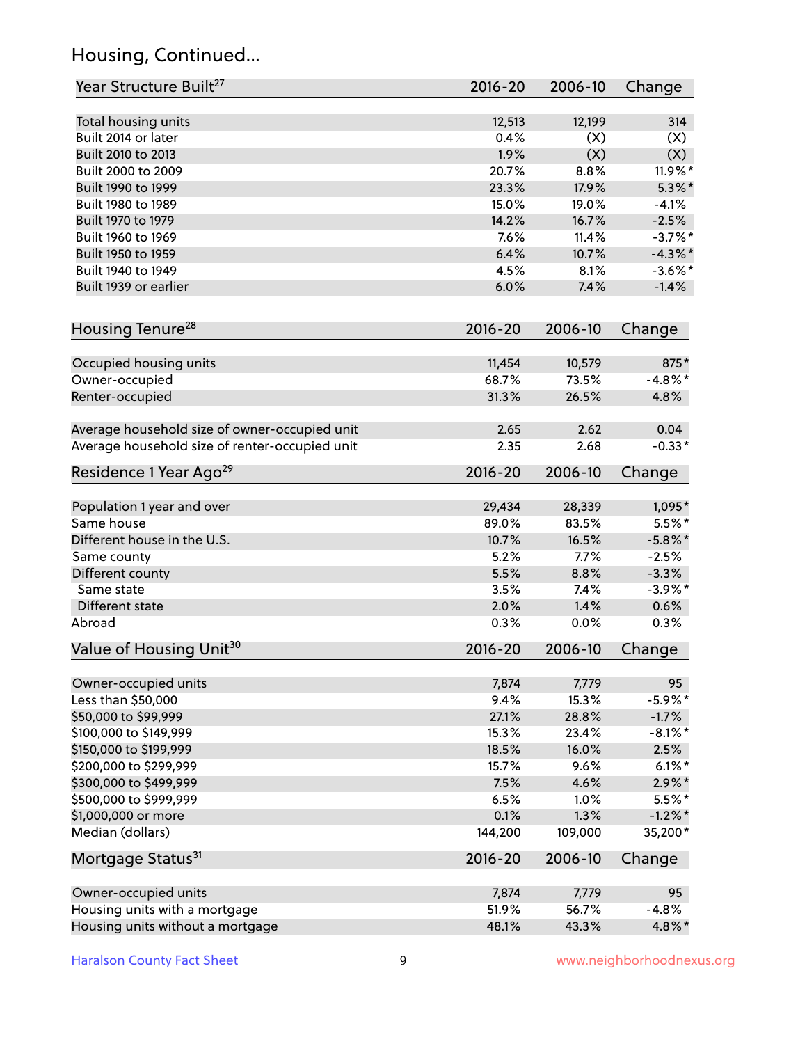## Housing, Continued...

| Year Structure Built[27] | 2016-20 | 2006-10 | Change |
|---|---|---|---|
| Total housing units | 12,513 | 12,199 | 314 |
| Built 2014 or later | 0.4% | (X) | (X) |
| Built 2010 to 2013 | 1.9% | (X) | (X) |
| Built 2000 to 2009 | 20.7% | 8.8% | 11.9%* |
| Built 1990 to 1999 | 23.3% | 17.9% | 5.3%* |
| Built 1980 to 1989 | 15.0% | 19.0% | -4.1% |
| Built 1970 to 1979 | 14.2% | 16.7% | -2.5% |
| Built 1960 to 1969 | 7.6% | 11.4% | -3.7%* |
| Built 1950 to 1959 | 6.4% | 10.7% | -4.3%* |
| Built 1940 to 1949 | 4.5% | 8.1% | -3.6%* |
| Built 1939 or earlier | 6.0% | 7.4% | -1.4% |

| Housing Tenure[28] | 2016-20 | 2006-10 | Change |
|---|---|---|---|
| Occupied housing units | 11,454 | 10,579 | 875* |
| Owner-occupied | 68.7% | 73.5% | -4.8%* |
| Renter-occupied | 31.3% | 26.5% | 4.8% |
| | | | |
| Average household size of owner-occupied unit | 2.65 | 2.62 | 0.04 |
| Average household size of renter-occupied unit | 2.35 | 2.68 | -0.33* |

| Residence 1 Year Ago[29] | 2016-20 | 2006-10 | Change |
|---|---|---|---|
| Population 1 year and over | 29,434 | 28,339 | 1,095* |
| Same house | 89.0% | 83.5% | 5.5%* |
| Different house in the U.S. | 10.7% | 16.5% | -5.8%* |
| Same county | 5.2% | 7.7% | -2.5% |
| Different county | 5.5% | 8.8% | -3.3% |
| Same state | 3.5% | 7.4% | -3.9%* |
| Different state | 2.0% | 1.4% | 0.6% |
| Abroad | 0.3% | 0.0% | 0.3% |

| Value of Housing Unit[30] | 2016-20 | 2006-10 | Change |
|---|---|---|---|
| Owner-occupied units | 7,874 | 7,779 | 95 |
| Less than $50,000 | 9.4% | 15.3% | -5.9%* |
| $50,000 to $99,999 | 27.1% | 28.8% | -1.7% |
| $100,000 to $149,999 | 15.3% | 23.4% | -8.1%* |
| $150,000 to $199,999 | 18.5% | 16.0% | 2.5% |
| $200,000 to $299,999 | 15.7% | 9.6% | 6.1%* |
| $300,000 to $499,999 | 7.5% | 4.6% | 2.9%* |
| $500,000 to $999,999 | 6.5% | 1.0% | 5.5%* |
| $1,000,000 or more | 0.1% | 1.3% | -1.2%* |
| Median (dollars) | 144,200 | 109,000 | 35,200* |

| Mortgage Status[31] | 2016-20 | 2006-10 | Change |
|---|---|---|---|
| Owner-occupied units | 7,874 | 7,779 | 95 |
| Housing units with a mortgage | 51.9% | 56.7% | -4.8% |
| Housing units without a mortgage | 48.1% | 43.3% | 4.8%* |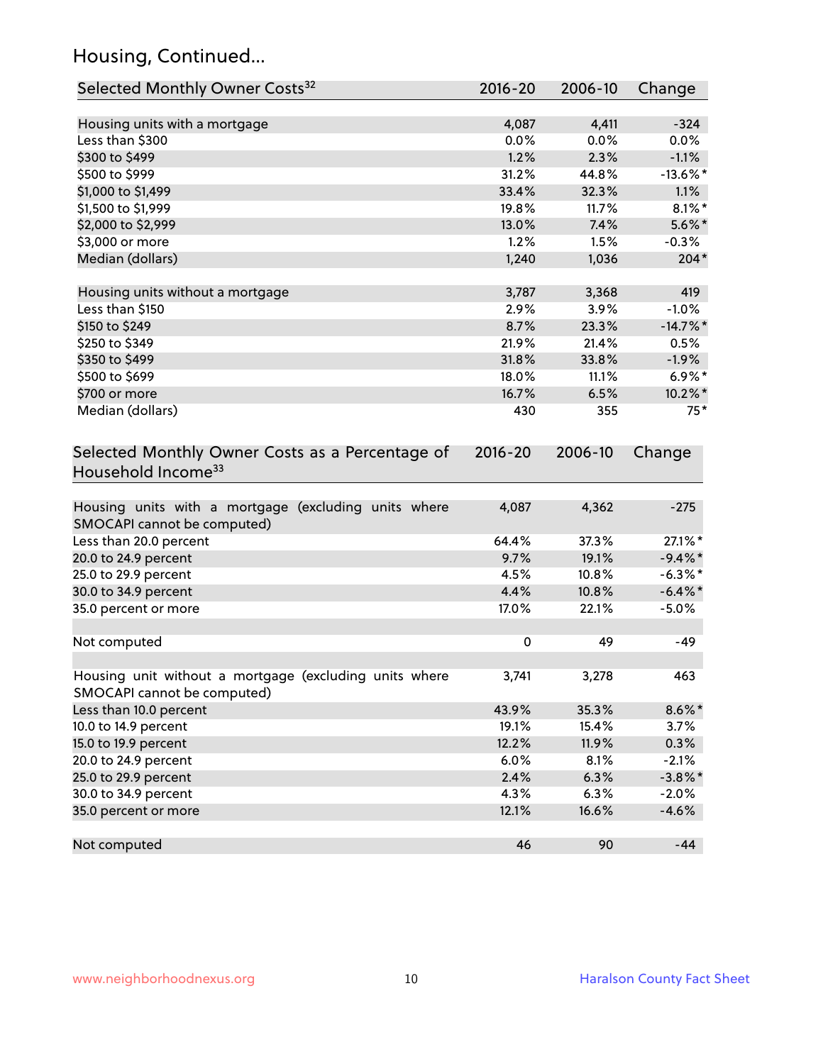## Housing, Continued...

| Selected Monthly Owner Costs[32] | 2016-20 | 2006-10 | Change |
|---|---|---|---|
| Housing units with a mortgage | 4,087 | 4,411 | -324 |
| Less than $300 | 0.0% | 0.0% | 0.0% |
| $300 to $499 | 1.2% | 2.3% | -1.1% |
| $500 to $999 | 31.2% | 44.8% | -13.6%* |
| $1,000 to $1,499 | 33.4% | 32.3% | 1.1% |
| $1,500 to $1,999 | 19.8% | 11.7% | 8.1%* |
| $2,000 to $2,999 | 13.0% | 7.4% | 5.6%* |
| $3,000 or more | 1.2% | 1.5% | -0.3% |
| Median (dollars) | 1,240 | 1,036 | 204* |
| | | | |
| Housing units without a mortgage | 3,787 | 3,368 | 419 |
| Less than $150 | 2.9% | 3.9% | -1.0% |
| $150 to $249 | 8.7% | 23.3% | -14.7%* |
| $250 to $349 | 21.9% | 21.4% | 0.5% |
| $350 to $499 | 31.8% | 33.8% | -1.9% |
| $500 to $699 | 18.0% | 11.1% | 6.9%* |
| $700 or more | 16.7% | 6.5% | 10.2%* |
| Median (dollars) | 430 | 355 | 75* |

| Selected Monthly Owner Costs as a Percentage of Household Income[33] | 2016-20 | 2006-10 | Change |
|---|---|---|---|
| Housing units with a mortgage (excluding units where SMOCAPI cannot be computed) | 4,087 | 4,362 | -275 |
| Less than 20.0 percent | 64.4% | 37.3% | 27.1%* |
| 20.0 to 24.9 percent | 9.7% | 19.1% | -9.4%* |
| 25.0 to 29.9 percent | 4.5% | 10.8% | -6.3%* |
| 30.0 to 34.9 percent | 4.4% | 10.8% | -6.4%* |
| 35.0 percent or more | 17.0% | 22.1% | -5.0% |
| | | | |
| Not computed | 0 | 49 | -49 |
| | | | |
| Housing unit without a mortgage (excluding units where SMOCAPI cannot be computed) | 3,741 | 3,278 | 463 |
| Less than 10.0 percent | 43.9% | 35.3% | 8.6%* |
| 10.0 to 14.9 percent | 19.1% | 15.4% | 3.7% |
| 15.0 to 19.9 percent | 12.2% | 11.9% | 0.3% |
| 20.0 to 24.9 percent | 6.0% | 8.1% | -2.1% |
| 25.0 to 29.9 percent | 2.4% | 6.3% | -3.8%* |
| 30.0 to 34.9 percent | 4.3% | 6.3% | -2.0% |
| 35.0 percent or more | 12.1% | 16.6% | -4.6% |
| | | | |
| Not computed | 46 | 90 | -44 |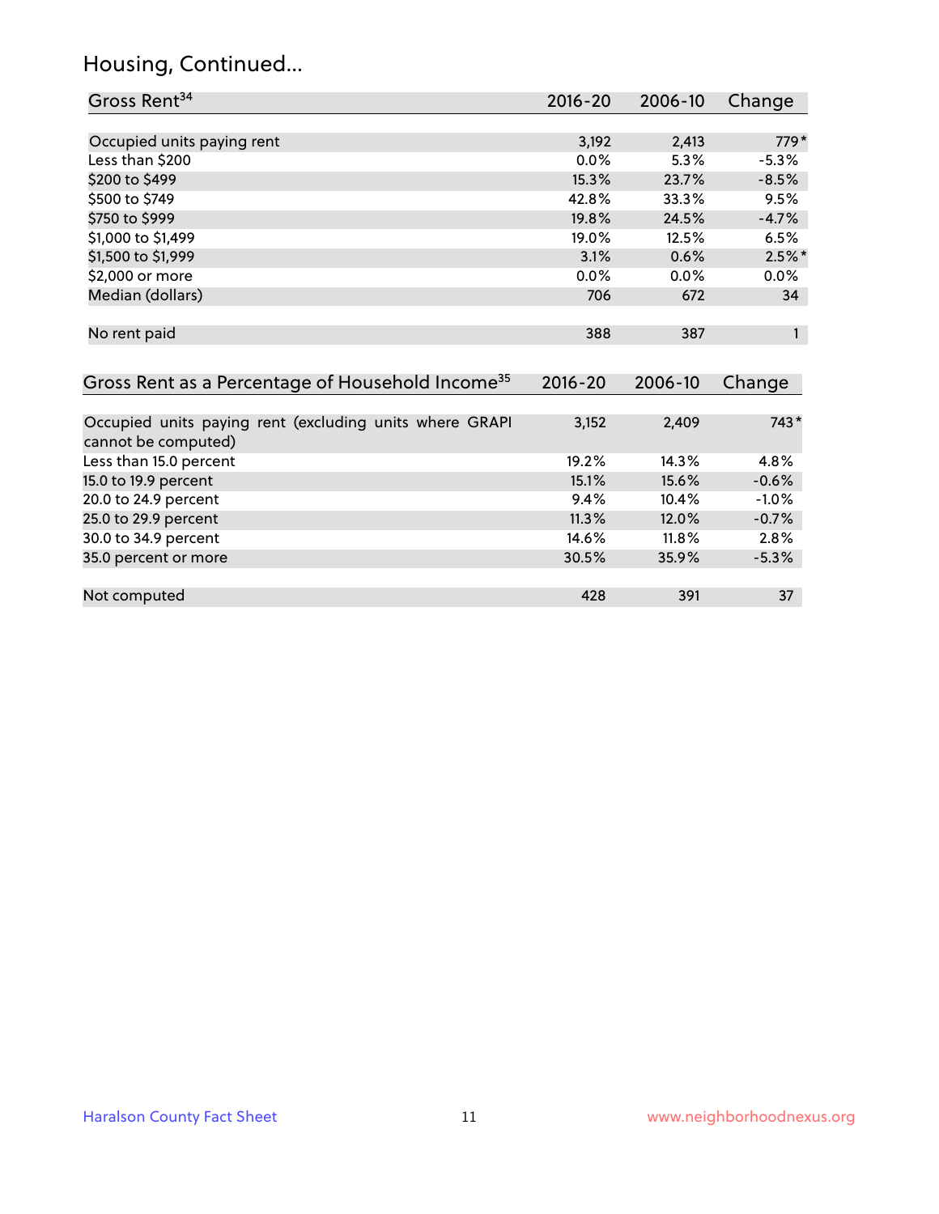## Housing, Continued...

| Gross Rent[34] | 2016-20 | 2006-10 | Change |
|---|---|---|---|
| Occupied units paying rent | 3,192 | 2,413 | 779* |
| Less than $200 | 0.0% | 5.3% | -5.3% |
| $200 to $499 | 15.3% | 23.7% | -8.5% |
| $500 to $749 | 42.8% | 33.3% | 9.5% |
| $750 to $999 | 19.8% | 24.5% | -4.7% |
| $1,000 to $1,499 | 19.0% | 12.5% | 6.5% |
| $1,500 to $1,999 | 3.1% | 0.6% | 2.5%* |
| $2,000 or more | 0.0% | 0.0% | 0.0% |
| Median (dollars) | 706 | 672 | 34 |
| No rent paid | 388 | 387 | 1 |

| Gross Rent as a Percentage of Household Income[35] | 2016-20 | 2006-10 | Change |
|---|---|---|---|
| Occupied units paying rent (excluding units where GRAPI cannot be computed) | 3,152 | 2,409 | 743* |
| Less than 15.0 percent | 19.2% | 14.3% | 4.8% |
| 15.0 to 19.9 percent | 15.1% | 15.6% | -0.6% |
| 20.0 to 24.9 percent | 9.4% | 10.4% | -1.0% |
| 25.0 to 29.9 percent | 11.3% | 12.0% | -0.7% |
| 30.0 to 34.9 percent | 14.6% | 11.8% | 2.8% |
| 35.0 percent or more | 30.5% | 35.9% | -5.3% |
| Not computed | 428 | 391 | 37 |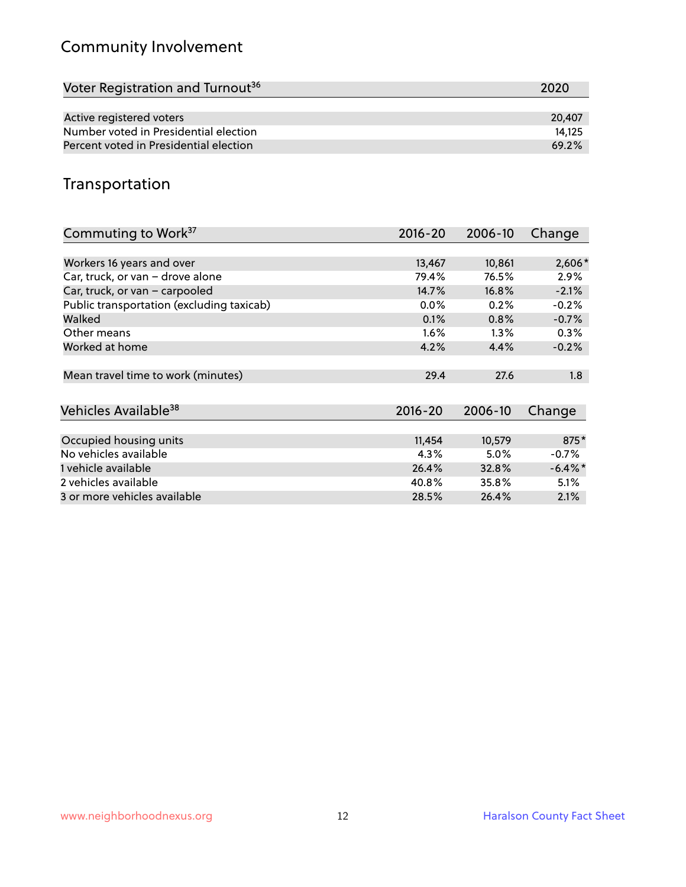## Community Involvement

| Voter Registration and Turnout[36] | 2020 |
|---|---|
| Active registered voters | 20,407 |
| Number voted in Presidential election | 14,125 |
| Percent voted in Presidential election | 69.2% |

## Transportation

| Commuting to Work[37] | 2016-20 | 2006-10 | Change |
|---|---|---|---|
| Workers 16 years and over | 13,467 | 10,861 | 2,606* |
| Car, truck, or van – drove alone | 79.4% | 76.5% | 2.9% |
| Car, truck, or van – carpooled | 14.7% | 16.8% | -2.1% |
| Public transportation (excluding taxicab) | 0.0% | 0.2% | -0.2% |
| Walked | 0.1% | 0.8% | -0.7% |
| Other means | 1.6% | 1.3% | 0.3% |
| Worked at home | 4.2% | 4.4% | -0.2% |
| Mean travel time to work (minutes) | 29.4 | 27.6 | 1.8 |

| Vehicles Available[38] | 2016-20 | 2006-10 | Change |
|---|---|---|---|
| Occupied housing units | 11,454 | 10,579 | 875* |
| No vehicles available | 4.3% | 5.0% | -0.7% |
| 1 vehicle available | 26.4% | 32.8% | -6.4%* |
| 2 vehicles available | 40.8% | 35.8% | 5.1% |
| 3 or more vehicles available | 28.5% | 26.4% | 2.1% |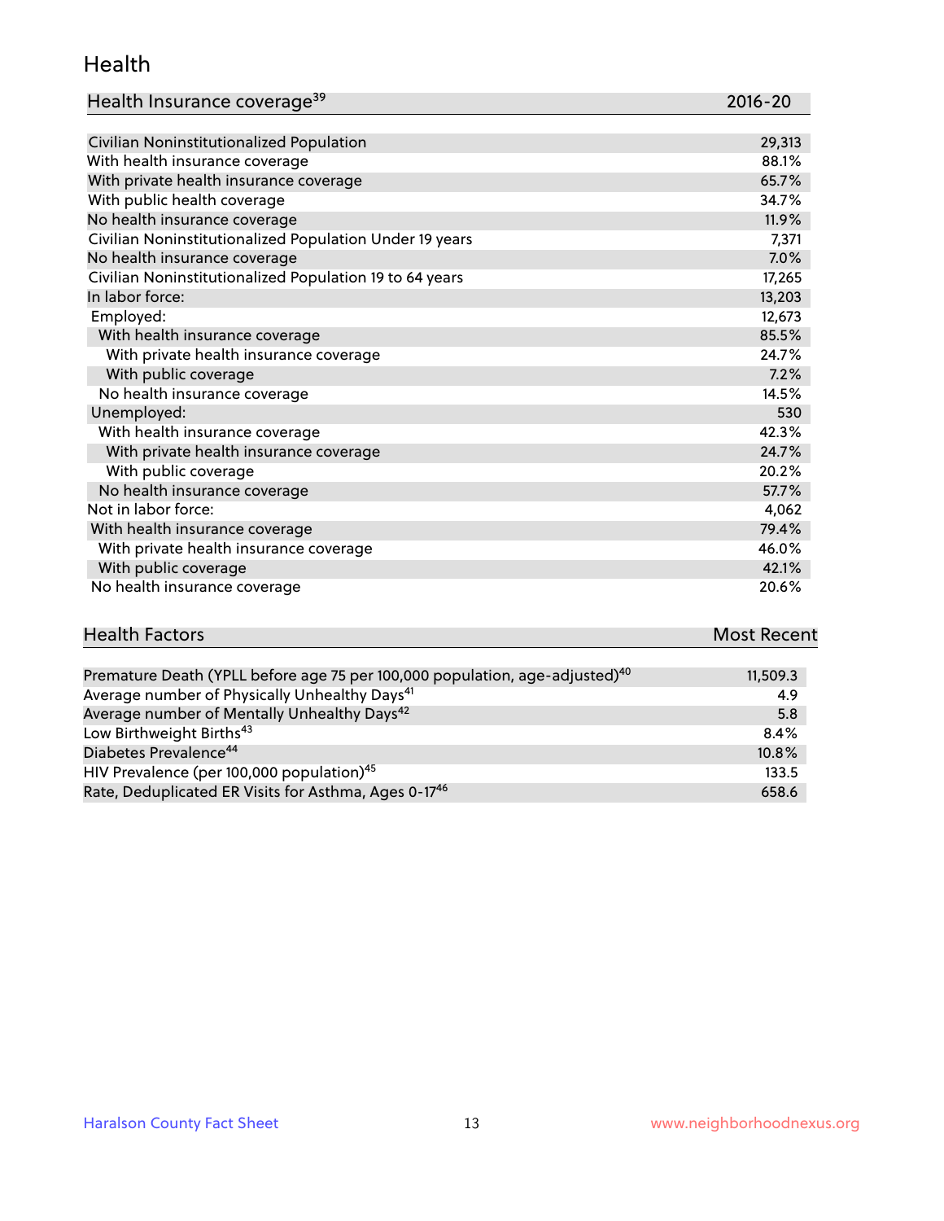## Health

| Health Insurance coverage[39] | 2016-20 |
|---|---|
| Civilian Noninstitutionalized Population | 29,313 |
| With health insurance coverage | 88.1% |
| With private health insurance coverage | 65.7% |
| With public health coverage | 34.7% |
| No health insurance coverage | 11.9% |
| Civilian Noninstitutionalized Population Under 19 years | 7,371 |
| No health insurance coverage | 7.0% |
| Civilian Noninstitutionalized Population 19 to 64 years | 17,265 |
| In labor force: | 13,203 |
| Employed: | 12,673 |
| With health insurance coverage | 85.5% |
| With private health insurance coverage | 24.7% |
| With public coverage | 7.2% |
| No health insurance coverage | 14.5% |
| Unemployed: | 530 |
| With health insurance coverage | 42.3% |
| With private health insurance coverage | 24.7% |
| With public coverage | 20.2% |
| No health insurance coverage | 57.7% |
| Not in labor force: | 4,062 |
| With health insurance coverage | 79.4% |
| With private health insurance coverage | 46.0% |
| With public coverage | 42.1% |
| No health insurance coverage | 20.6% |

| Health Factors | Most Recent |
|---|---|
| Premature Death (YPLL before age 75 per 100,000 population, age-adjusted)[40] | 11,509.3 |
| Average number of Physically Unhealthy Days[41] | 4.9 |
| Average number of Mentally Unhealthy Days[42] | 5.8 |
| Low Birthweight Births[43] | 8.4% |
| Diabetes Prevalence[44] | 10.8% |
| HIV Prevalence (per 100,000 population)[45] | 133.5 |
| Rate, Deduplicated ER Visits for Asthma, Ages 0-17[46] | 658.6 |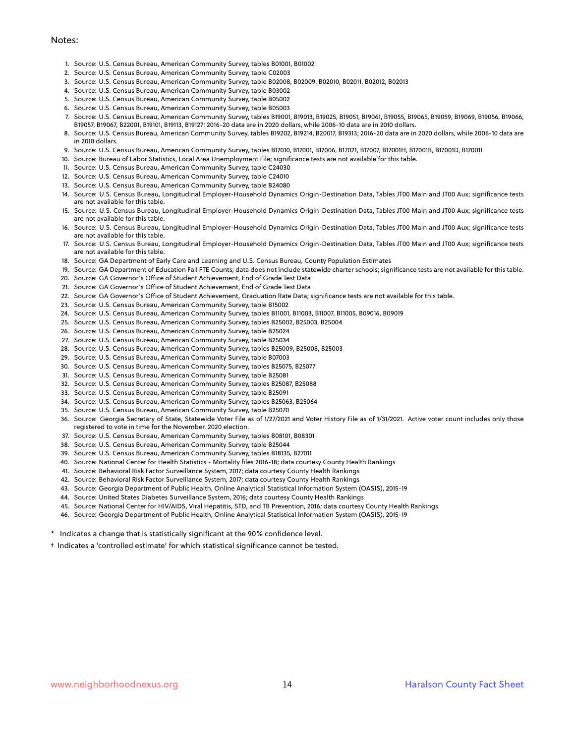Notes:

1. Source: U.S. Census Bureau, American Community Survey, tables B01001, B01002
2. Source: U.S. Census Bureau, American Community Survey, table C02003
3. Source: U.S. Census Bureau, American Community Survey, table B02008, B02009, B02010, B02011, B02012, B02013
4. Source: U.S. Census Bureau, American Community Survey, table B03002
5. Source: U.S. Census Bureau, American Community Survey, table B05002
6. Source: U.S. Census Bureau, American Community Survey, table B05003
7. Source: U.S. Census Bureau, American Community Survey, tables B19001, B19013, B19025, B19051, B19061, B19055, B19065, B19059, B19069, B19056, B19066, B19057, B19067, B22001, B19101, B19113, B19127; 2016-20 data are in 2020 dollars, while 2006-10 data are in 2010 dollars.
8. Source: U.S. Census Bureau, American Community Survey, tables B19202, B19214, B20017, B19313; 2016-20 data are in 2020 dollars, while 2006-10 data are in 2010 dollars.
9. Source: U.S. Census Bureau, American Community Survey, tables B17010, B17001, B17006, B17021, B17007, B17001H, B17001B, B17001D, B17001I
10. Source: Bureau of Labor Statistics, Local Area Unemployment File; significance tests are not available for this table.
11. Source: U.S. Census Bureau, American Community Survey, table C24030
12. Source: U.S. Census Bureau, American Community Survey, table C24010
13. Source: U.S. Census Bureau, American Community Survey, table B24080
14. Source: U.S. Census Bureau, Longitudinal Employer-Household Dynamics Origin-Destination Data, Tables JT00 Main and JT00 Aux; significance tests are not available for this table.
15. Source: U.S. Census Bureau, Longitudinal Employer-Household Dynamics Origin-Destination Data, Tables JT00 Main and JT00 Aux; significance tests are not available for this table.
16. Source: U.S. Census Bureau, Longitudinal Employer-Household Dynamics Origin-Destination Data, Tables JT00 Main and JT00 Aux; significance tests are not available for this table.
17. Source: U.S. Census Bureau, Longitudinal Employer-Household Dynamics Origin-Destination Data, Tables JT00 Main and JT00 Aux; significance tests are not available for this table.
18. Source: GA Department of Early Care and Learning and U.S. Census Bureau, County Population Estimates
19. Source: GA Department of Education Fall FTE Counts; data does not include statewide charter schools; significance tests are not available for this table.
20. Source: GA Governor's Office of Student Achievement, End of Grade Test Data
21. Source: GA Governor's Office of Student Achievement, End of Grade Test Data
22. Source: GA Governor's Office of Student Achievement, Graduation Rate Data; significance tests are not available for this table.
23. Source: U.S. Census Bureau, American Community Survey, table B15002
24. Source: U.S. Census Bureau, American Community Survey, tables B11001, B11003, B11007, B11005, B09016, B09019
25. Source: U.S. Census Bureau, American Community Survey, tables B25002, B25003, B25004
26. Source: U.S. Census Bureau, American Community Survey, table B25024
27. Source: U.S. Census Bureau, American Community Survey, table B25034
28. Source: U.S. Census Bureau, American Community Survey, tables B25009, B25008, B25003
29. Source: U.S. Census Bureau, American Community Survey, table B07003
30. Source: U.S. Census Bureau, American Community Survey, tables B25075, B25077
31. Source: U.S. Census Bureau, American Community Survey, table B25081
32. Source: U.S. Census Bureau, American Community Survey, tables B25087, B25088
33. Source: U.S. Census Bureau, American Community Survey, table B25091
34. Source: U.S. Census Bureau, American Community Survey, tables B25063, B25064
35. Source: U.S. Census Bureau, American Community Survey, table B25070
36. Source: Georgia Secretary of State, Statewide Voter File as of 1/27/2021 and Voter History File as of 1/31/2021. Active voter count includes only those registered to vote in time for the November, 2020 election.
37. Source: U.S. Census Bureau, American Community Survey, tables B08101, B08301
38. Source: U.S. Census Bureau, American Community Survey, table B25044
39. Source: U.S. Census Bureau, American Community Survey, tables B18135, B27011
40. Source: National Center for Health Statistics - Mortality files 2016-18; data courtesy County Health Rankings
41. Source: Behavioral Risk Factor Surveillance System, 2017; data courtesy County Health Rankings
42. Source: Behavioral Risk Factor Surveillance System, 2017; data courtesy County Health Rankings
43. Source: Georgia Department of Public Health, Online Analytical Statistical Information System (OASIS), 2015-19
44. Source: United States Diabetes Surveillance System, 2016; data courtesy County Health Rankings
45. Source: National Center for HIV/AIDS, Viral Hepatitis, STD, and TB Prevention, 2016; data courtesy County Health Rankings
46. Source: Georgia Department of Public Health, Online Analytical Statistical Information System (OASIS), 2015-19

\* Indicates a change that is statistically significant at the 90% confidence level.

† Indicates a 'controlled estimate' for which statistical significance cannot be tested.